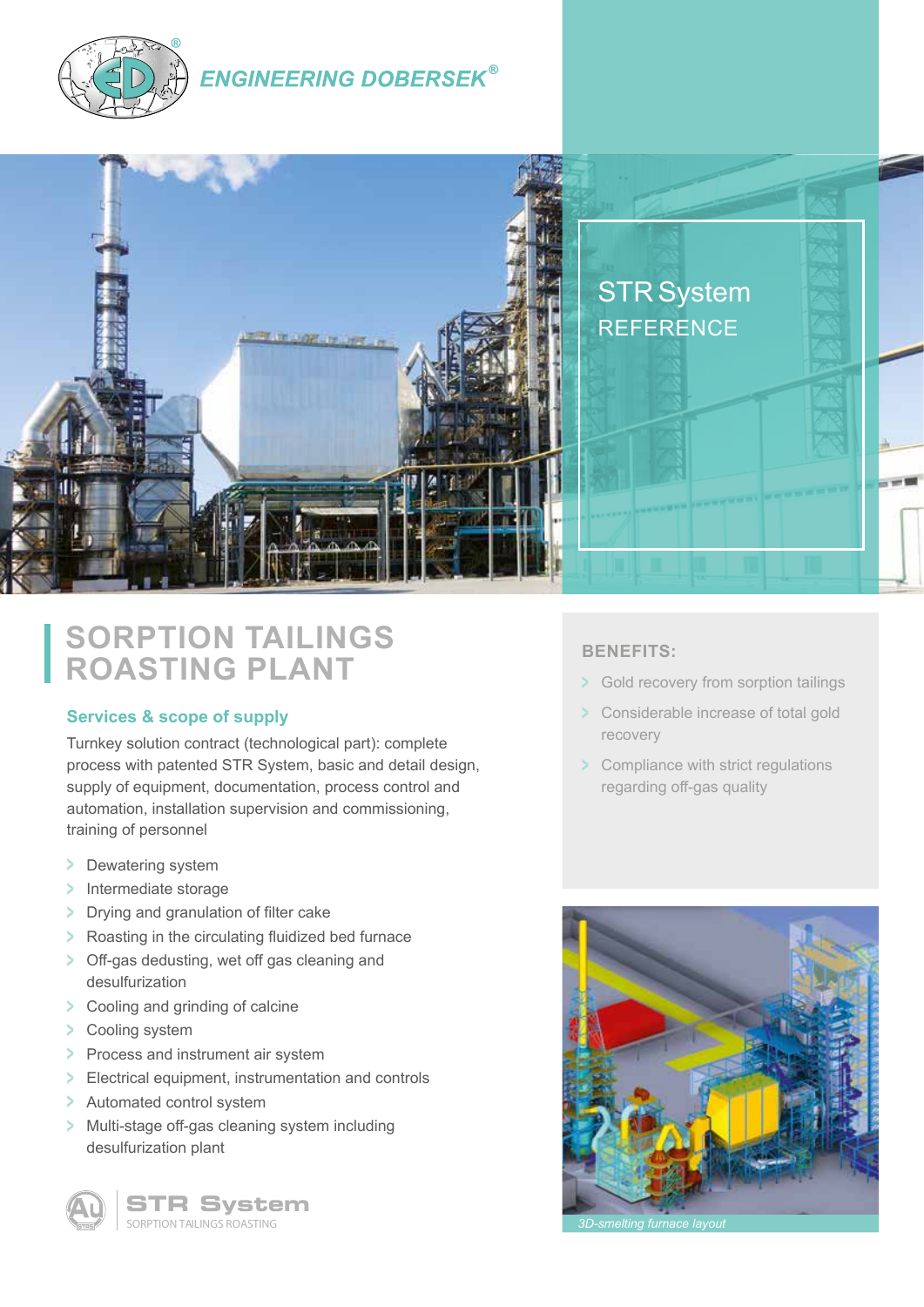ENGINEERING DOBERSEK®

STR System
REFERENCE

# SORPTION TAILINGS ROASTING PLANT

## Services & scope of supply

Turnkey solution contract (technological part): complete process with patented STR System, basic and detail design, supply of equipment, documentation, process control and automation, installation supervision and commissioning, training of personnel

- Dewatering system
- Intermediate storage
- Drying and granulation of filter cake
- Roasting in the circulating fluidized bed furnace
- Off-gas dedusting, wet off gas cleaning and desulfurization
- Cooling and grinding of calcine
- Cooling system
- Process and instrument air system
- Electrical equipment, instrumentation and controls
- Automated control system
- Multi-stage off-gas cleaning system including desulfurization plant

STR System
SORPTION TAILINGS ROASTING

## BENEFITS:

- Gold recovery from sorption tailings
- Considerable increase of total gold recovery
- Compliance with strict regulations regarding off-gas quality

*3D-smelting furnace layout*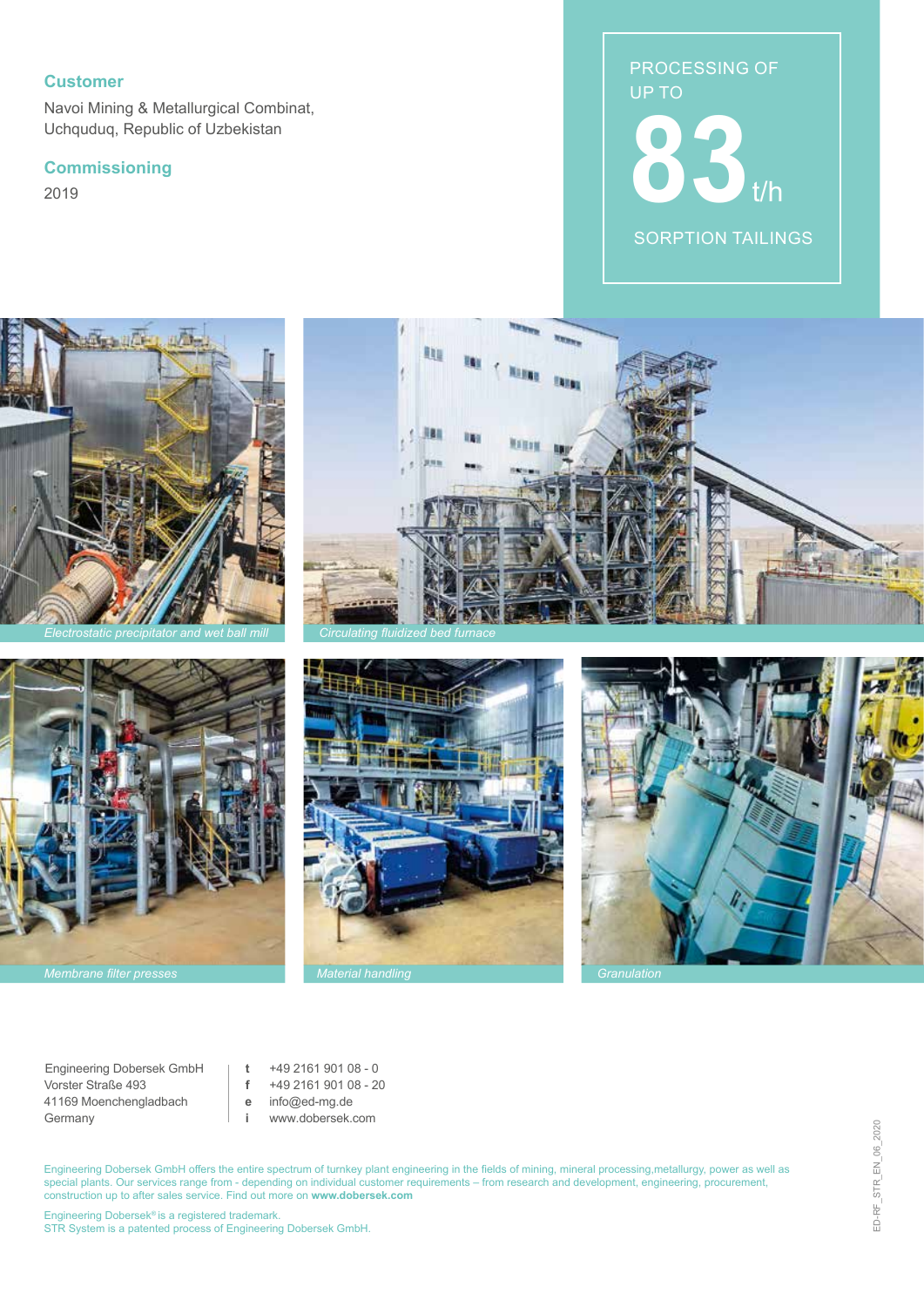### Customer

Navoi Mining & Metallurgical Combinat,
Uchquduq, Republic of Uzbekistan

### Commissioning

2019

PROCESSING OF
UP TO

**83** t/h

SORPTION TAILINGS

*Electrostatic precipitator and wet ball mill*

*Circulating fluidized bed furnace*

*Membrane filter presses*

*Material handling*

*Granulation*

Engineering Dobersek GmbH
Vorster Straße 493
41169 Moenchengladbach
Germany

**t** +49 2161 901 08 - 0
**f** +49 2161 901 08 - 20
**e** info@ed-mg.de
**i** www.dobersek.com

Engineering Dobersek GmbH offers the entire spectrum of turnkey plant engineering in the fields of mining, mineral processing,metallurgy, power as well as special plants. Our services range from - depending on individual customer requirements – from research and development, engineering, procurement, construction up to after sales service. Find out more on **www.dobersek.com**

Engineering Dobersek® is a registered trademark.
STR System is a patented process of Engineering Dobersek GmbH.

ED-RF_STR_EN_06_2020